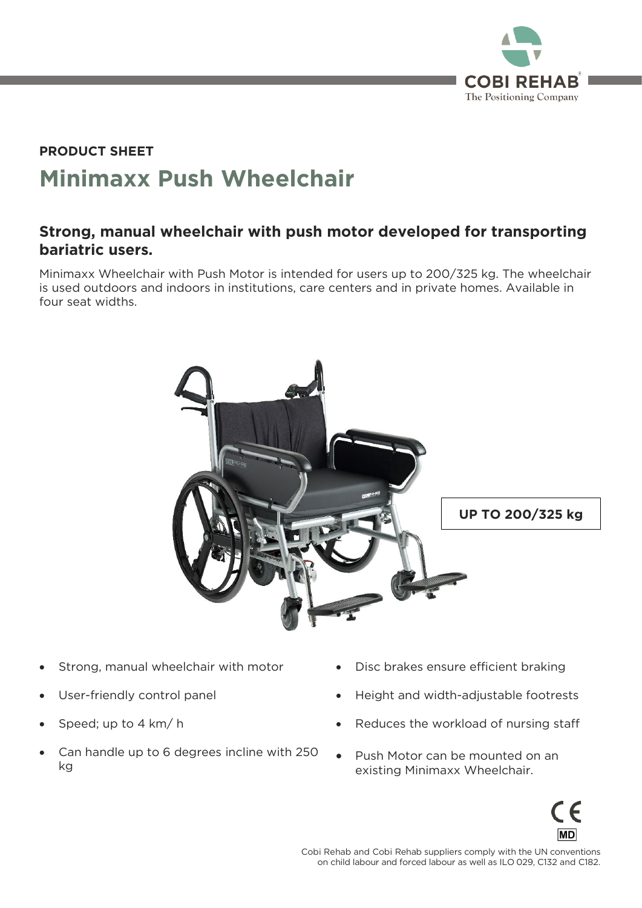PRODUCT SHEET

# Minimaxx Push Wheelchair

## Strong, manual wheelchair with push motor developed for transporting bariatric users.

Minimaxx Wheelchair with Push Motor is intended for users up to 200/325 kg. The wheelchair is used outdoors and indoors in institutions, care centers and in private homes. Available in four seat widths.

**UP TO 200/325 kg**

- Strong, manual wheelchair with motor
- User-friendly control panel
- Speed; up to 4 km/ h
- Can handle up to 6 degrees incline with 250 kg
- Disc brakes ensure efficient braking
- Height and width-adjustable footrests
- Reduces the workload of nursing staff
- Push Motor can be mounted on an existing Minimaxx Wheelchair.

Cobi Rehab and Cobi Rehab suppliers comply with the UN conventions on child labour and forced labour as well as ILO 029, C132 and C182.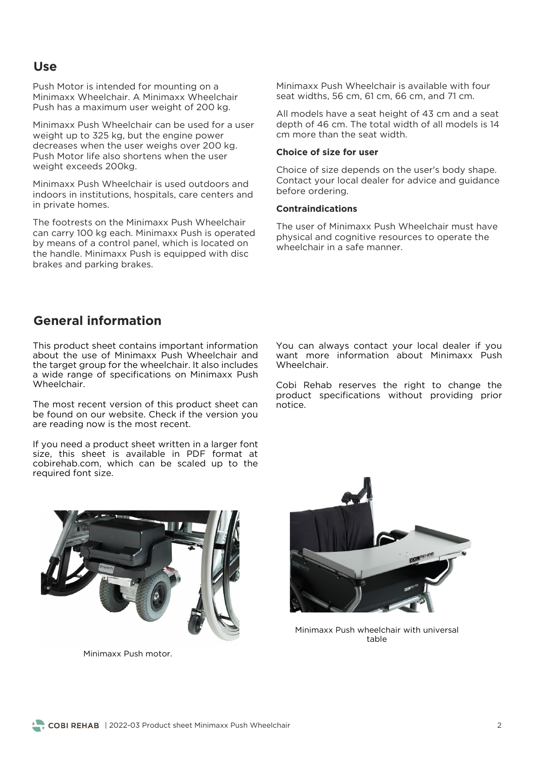## Use

Push Motor is intended for mounting on a Minimaxx Wheelchair. A Minimaxx Wheelchair Push has a maximum user weight of 200 kg.

Minimaxx Push Wheelchair can be used for a user weight up to 325 kg, but the engine power decreases when the user weighs over 200 kg. Push Motor life also shortens when the user weight exceeds 200kg.

Minimaxx Push Wheelchair is used outdoors and indoors in institutions, hospitals, care centers and in private homes.

The footrests on the Minimaxx Push Wheelchair can carry 100 kg each. Minimaxx Push is operated by means of a control panel, which is located on the handle. Minimaxx Push is equipped with disc brakes and parking brakes.

Minimaxx Push Wheelchair is available with four seat widths, 56 cm, 61 cm, 66 cm, and 71 cm.

All models have a seat height of 43 cm and a seat depth of 46 cm. The total width of all models is 14 cm more than the seat width.

**Choice of size for user**

Choice of size depends on the user's body shape. Contact your local dealer for advice and guidance before ordering.

**Contraindications**

The user of Minimaxx Push Wheelchair must have physical and cognitive resources to operate the wheelchair in a safe manner.

## General information

This product sheet contains important information about the use of Minimaxx Push Wheelchair and the target group for the wheelchair. It also includes a wide range of specifications on Minimaxx Push Wheelchair.

The most recent version of this product sheet can be found on our website. Check if the version you are reading now is the most recent.

If you need a product sheet written in a larger font size, this sheet is available in PDF format at cobirehab.com, which can be scaled up to the required font size.

You can always contact your local dealer if you want more information about Minimaxx Push Wheelchair.

Cobi Rehab reserves the right to change the product specifications without providing prior notice.

Minimaxx Push motor.

Minimaxx Push wheelchair with universal table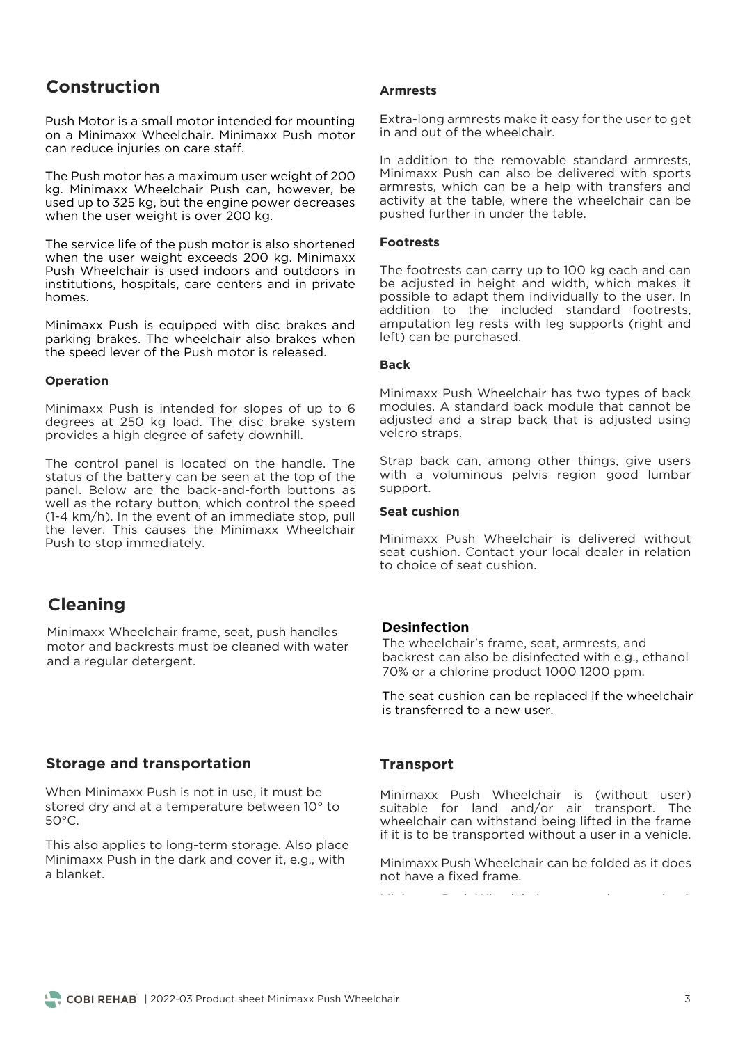## Construction

Push Motor is a small motor intended for mounting on a Minimaxx Wheelchair. Minimaxx Push motor can reduce injuries on care staff.

The Push motor has a maximum user weight of 200 kg. Minimaxx Wheelchair Push can, however, be used up to 325 kg, but the engine power decreases when the user weight is over 200 kg.

The service life of the push motor is also shortened when the user weight exceeds 200 kg. Minimaxx Push Wheelchair is used indoors and outdoors in institutions, hospitals, care centers and in private homes.

Minimaxx Push is equipped with disc brakes and parking brakes. The wheelchair also brakes when the speed lever of the Push motor is released.

#### Operation

Minimaxx Push is intended for slopes of up to 6 degrees at 250 kg load. The disc brake system provides a high degree of safety downhill.

The control panel is located on the handle. The status of the battery can be seen at the top of the panel. Below are the back-and-forth buttons as well as the rotary button, which control the speed (1-4 km/h). In the event of an immediate stop, pull the lever. This causes the Minimaxx Wheelchair Push to stop immediately.

#### Armrests

Extra-long armrests make it easy for the user to get in and out of the wheelchair.

In addition to the removable standard armrests, Minimaxx Push can also be delivered with sports armrests, which can be a help with transfers and activity at the table, where the wheelchair can be pushed further in under the table.

#### Footrests

The footrests can carry up to 100 kg each and can be adjusted in height and width, which makes it possible to adapt them individually to the user. In addition to the included standard footrests, amputation leg rests with leg supports (right and left) can be purchased.

#### Back

Minimaxx Push Wheelchair has two types of back modules. A standard back module that cannot be adjusted and a strap back that is adjusted using velcro straps.

Strap back can, among other things, give users with a voluminous pelvis region good lumbar support.

#### Seat cushion

Minimaxx Push Wheelchair is delivered without seat cushion. Contact your local dealer in relation to choice of seat cushion.

## Cleaning

Minimaxx Wheelchair frame, seat, push handles motor and backrests must be cleaned with water and a regular detergent.

### Desinfection

The wheelchair's frame, seat, armrests, and backrest can also be disinfected with e.g., ethanol 70% or a chlorine product 1000 1200 ppm.

The seat cushion can be replaced if the wheelchair is transferred to a new user.

### Storage and transportation

When Minimaxx Push is not in use, it must be stored dry and at a temperature between 10° to 50°C.

This also applies to long-term storage. Also place Minimaxx Push in the dark and cover it, e.g., with a blanket.

### Transport

Minimaxx Push Wheelchair is (without user) suitable for land and/or air transport. The wheelchair can withstand being lifted in the frame if it is to be transported without a user in a vehicle.

Minimaxx Push Wheelchair can be folded as it does not have a fixed frame.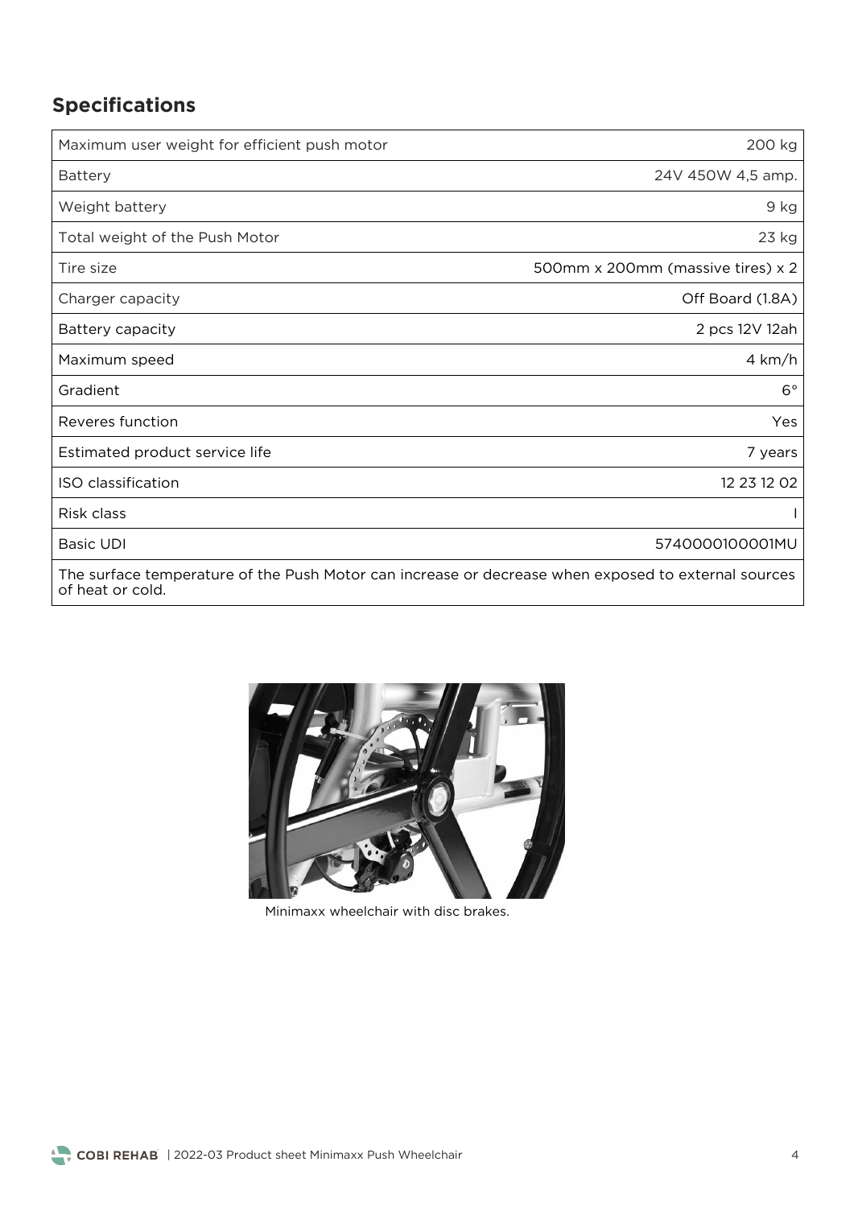## Specifications

| | |
|---|---|
| Maximum user weight for efficient push motor | 200 kg |
| Battery | 24V 450W 4,5 amp. |
| Weight battery | 9 kg |
| Total weight of the Push Motor | 23 kg |
| Tire size | 500mm x 200mm (massive tires) x 2 |
| Charger capacity | Off Board (1.8A) |
| Battery capacity | 2 pcs 12V 12ah |
| Maximum speed | 4 km/h |
| Gradient | 6° |
| Reveres function | Yes |
| Estimated product service life | 7 years |
| ISO classification | 12 23 12 02 |
| Risk class | I |
| Basic UDI | 5740000100001MU |
| The surface temperature of the Push Motor can increase or decrease when exposed to external sources of heat or cold. | |

Minimaxx wheelchair with disc brakes.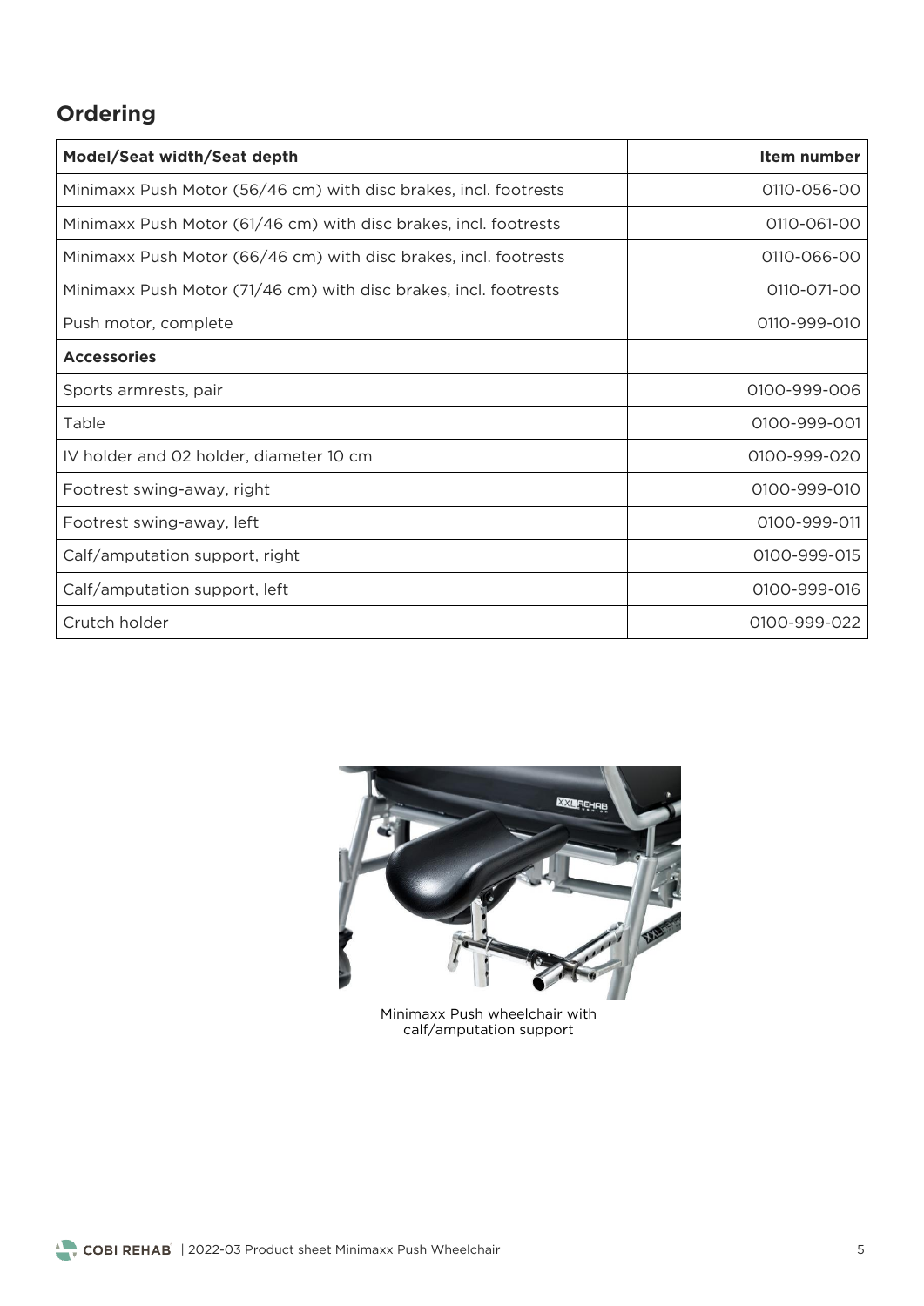## Ordering

| Model/Seat width/Seat depth | Item number |
| --- | --- |
| Minimaxx Push Motor (56/46 cm) with disc brakes, incl. footrests | 0110-056-00 |
| Minimaxx Push Motor (61/46 cm) with disc brakes, incl. footrests | 0110-061-00 |
| Minimaxx Push Motor (66/46 cm) with disc brakes, incl. footrests | 0110-066-00 |
| Minimaxx Push Motor (71/46 cm) with disc brakes, incl. footrests | 0110-071-00 |
| Push motor, complete | 0110-999-010 |
| **Accessories** | |
| Sports armrests, pair | 0100-999-006 |
| Table | 0100-999-001 |
| IV holder and 02 holder, diameter 10 cm | 0100-999-020 |
| Footrest swing-away, right | 0100-999-010 |
| Footrest swing-away, left | 0100-999-011 |
| Calf/amputation support, right | 0100-999-015 |
| Calf/amputation support, left | 0100-999-016 |
| Crutch holder | 0100-999-022 |

Minimaxx Push wheelchair with calf/amputation support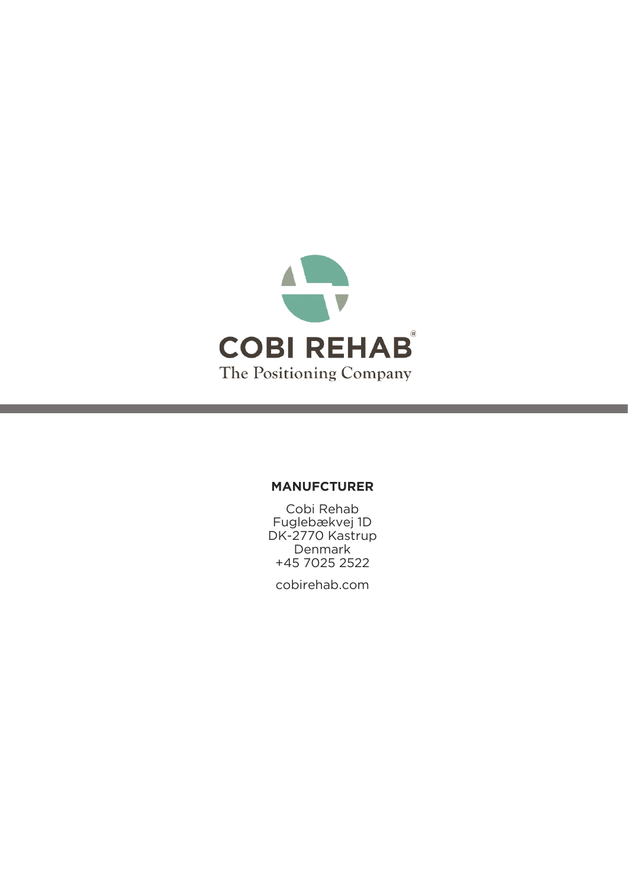COBI REHAB®

The Positioning Company

**MANUFCTURER**

Cobi Rehab
Fuglebækvej 1D
DK-2770 Kastrup
Denmark
+45 7025 2522

cobirehab.com